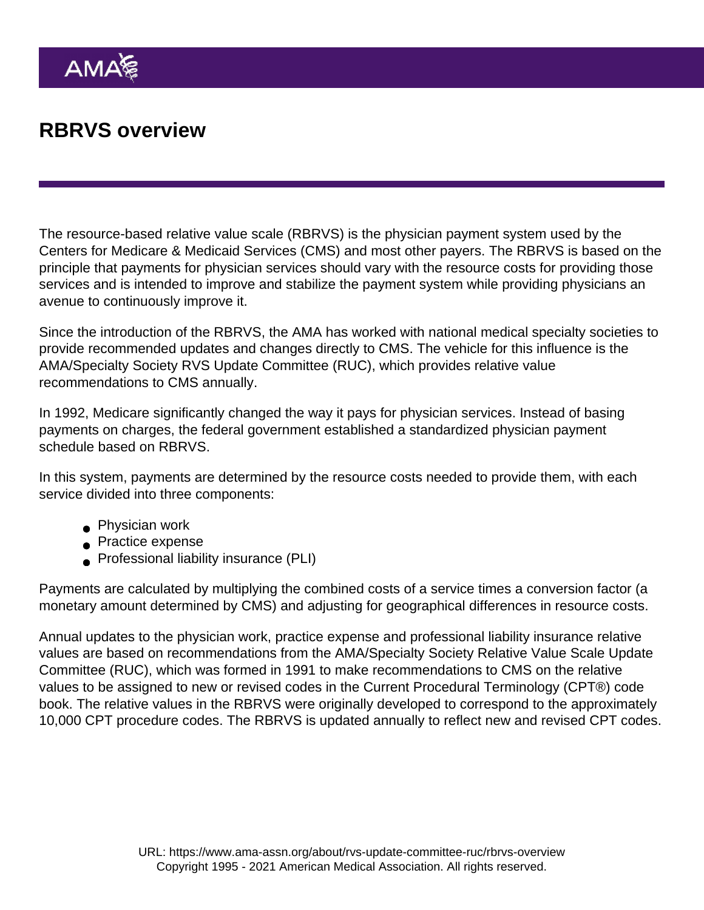# RBRVS overview

The resource-based relative value scale (RBRVS) is the physician payment system used by the Centers for Medicare & Medicaid Services (CMS) and most other payers. The RBRVS is based on the principle that payments for physician services should vary with the resource costs for providing those services and is intended to improve and stabilize the payment system while providing physicians an avenue to continuously improve it.

Since the introduction of the RBRVS, the AMA has worked with national medical specialty societies to provide recommended updates and changes directly to CMS. The vehicle for this influence is the AMA/Specialty Society RVS Update Committee (RUC), which provides relative value recommendations to CMS annually.

In 1992, Medicare significantly changed the way it pays for physician services. Instead of basing payments on charges, the federal government established a standardized physician payment schedule based on RBRVS.

In this system, payments are determined by the resource costs needed to provide them, with each service divided into three components:

- Physician work
- Practice expense
- Professional liability insurance (PLI)

Payments are calculated by multiplying the combined costs of a service times a conversion factor (a monetary amount determined by CMS) and adjusting for geographical differences in resource costs.

Annual updates to the physician work, practice expense and professional liability insurance relative values are based on recommendations from the AMA/Specialty Society Relative Value Scale Update Committee (RUC), which was formed in 1991 to make recommendations to CMS on the relative values to be assigned to new or revised codes in the Current Procedural Terminology (CPT®) code book. The relative values in the RBRVS were originally developed to correspond to the approximately 10,000 CPT procedure codes. The RBRVS is updated annually to reflect new and revised CPT codes.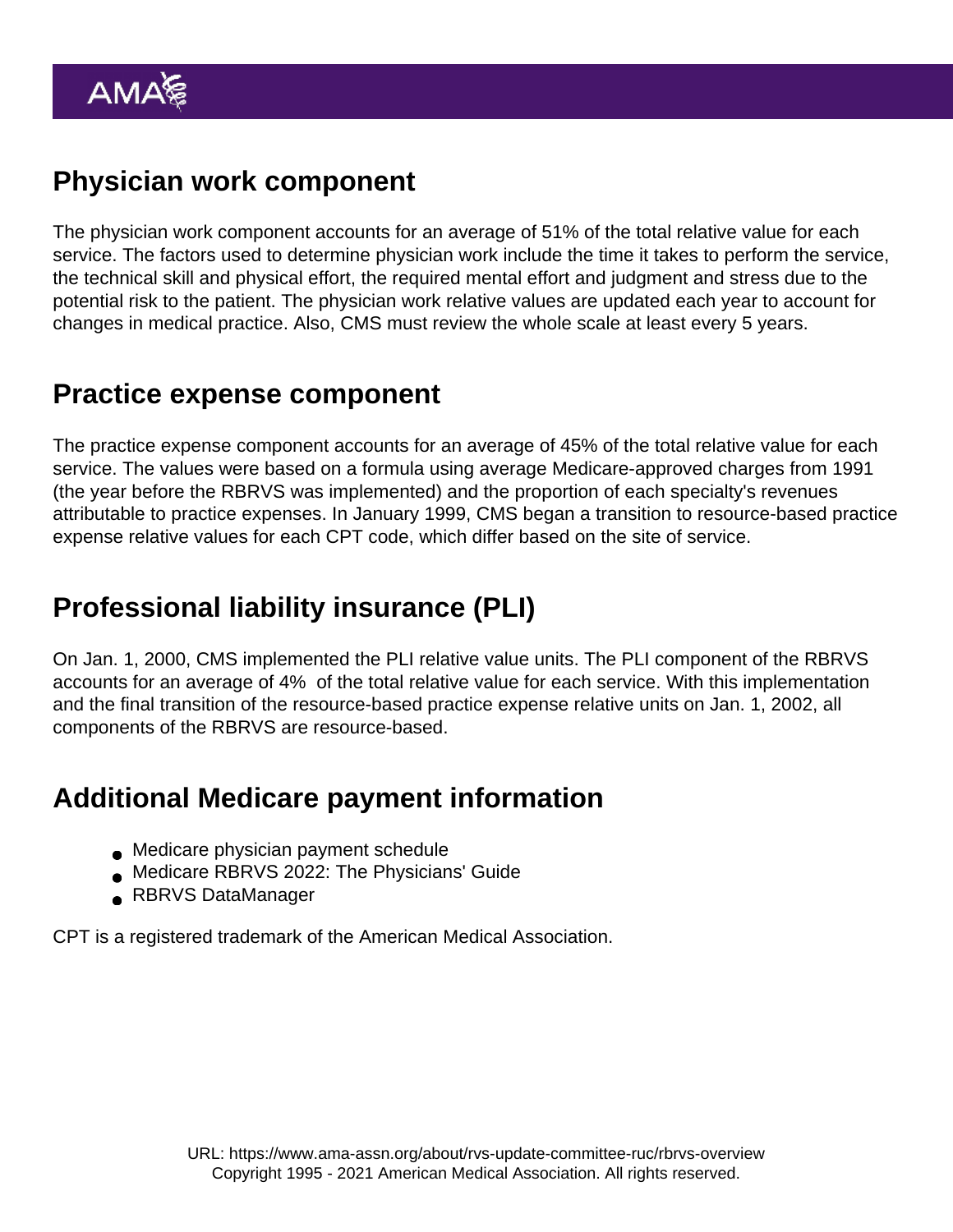## Physician work component

The physician work component accounts for an average of 51% of the total relative value for each service. The factors used to determine physician work include the time it takes to perform the service, the technical skill and physical effort, the required mental effort and judgment and stress due to the potential risk to the patient. The physician work relative values are updated each year to account for changes in medical practice. Also, CMS must review the whole scale at least every 5 years.

## Practice expense component

The practice expense component accounts for an average of 45% of the total relative value for each service. The values were based on a formula using average Medicare-approved charges from 1991 (the year before the RBRVS was implemented) and the proportion of each specialty's revenues attributable to practice expenses. In January 1999, CMS began a transition to resource-based practice expense relative values for each CPT code, which differ based on the site of service.

## Professional liability insurance (PLI)

On Jan. 1, 2000, CMS implemented the PLI relative value units. The PLI component of the RBRVS accounts for an average of 4% of the total relative value for each service. With this implementation and the final transition of the resource-based practice expense relative units on Jan. 1, 2002, all components of the RBRVS are resource-based.

## Additional Medicare payment information

- Medicare physician payment schedule
- Medicare RBRVS 2022: The Physicians' Guide
- RBRVS DataManager

CPT is a registered trademark of the American Medical Association.